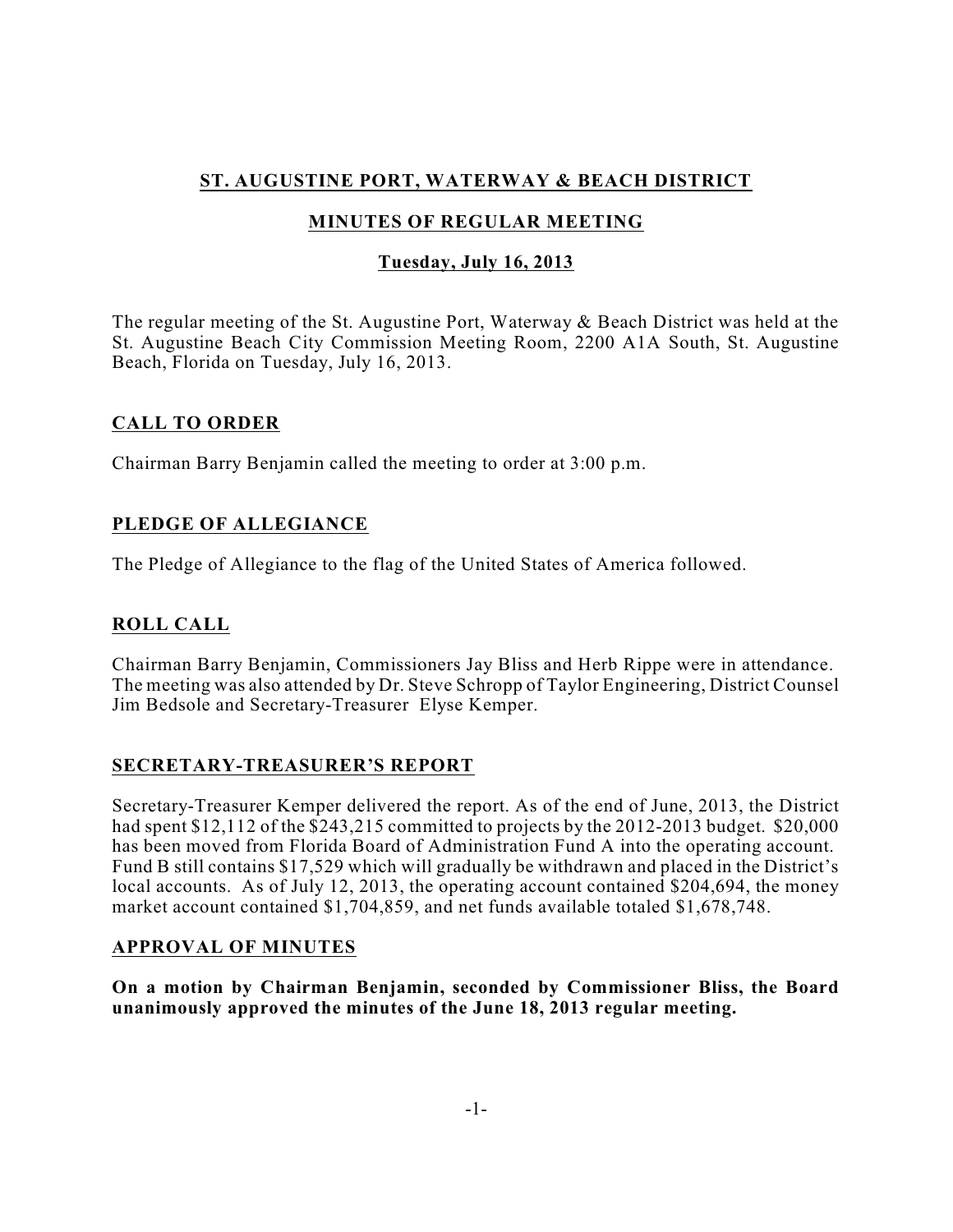# ST. AUGUSTINE PORT, WATERWAY & BEACH DISTRICT

## MINUTES OF REGULAR MEETING

### Tuesday, July 16, 2013

The regular meeting of the St. Augustine Port, Waterway & Beach District was held at the St. Augustine Beach City Commission Meeting Room, 2200 A1A South, St. Augustine Beach, Florida on Tuesday, July 16, 2013.

## CALL TO ORDER

Chairman Barry Benjamin called the meeting to order at 3:00 p.m.

## PLEDGE OF ALLEGIANCE

The Pledge of Allegiance to the flag of the United States of America followed.

## ROLL CALL

Chairman Barry Benjamin, Commissioners Jay Bliss and Herb Rippe were in attendance. The meeting was also attended by Dr. Steve Schropp of Taylor Engineering, District Counsel Jim Bedsole and Secretary-Treasurer Elyse Kemper.

## SECRETARY-TREASURER'S REPORT

Secretary-Treasurer Kemper delivered the report. As of the end of June, 2013, the District had spent $12,112 of the $243,215 committed to projects by the 2012-2013 budget. $20,000 has been moved from Florida Board of Administration Fund A into the operating account. Fund B still contains $17,529 which will gradually be withdrawn and placed in the District's local accounts. As of July 12, 2013, the operating account contained $204,694, the money market account contained $1,704,859, and net funds available totaled $1,678,748.

## APPROVAL OF MINUTES

**On a motion by Chairman Benjamin, seconded by Commissioner Bliss, the Board unanimously approved the minutes of the June 18, 2013 regular meeting.**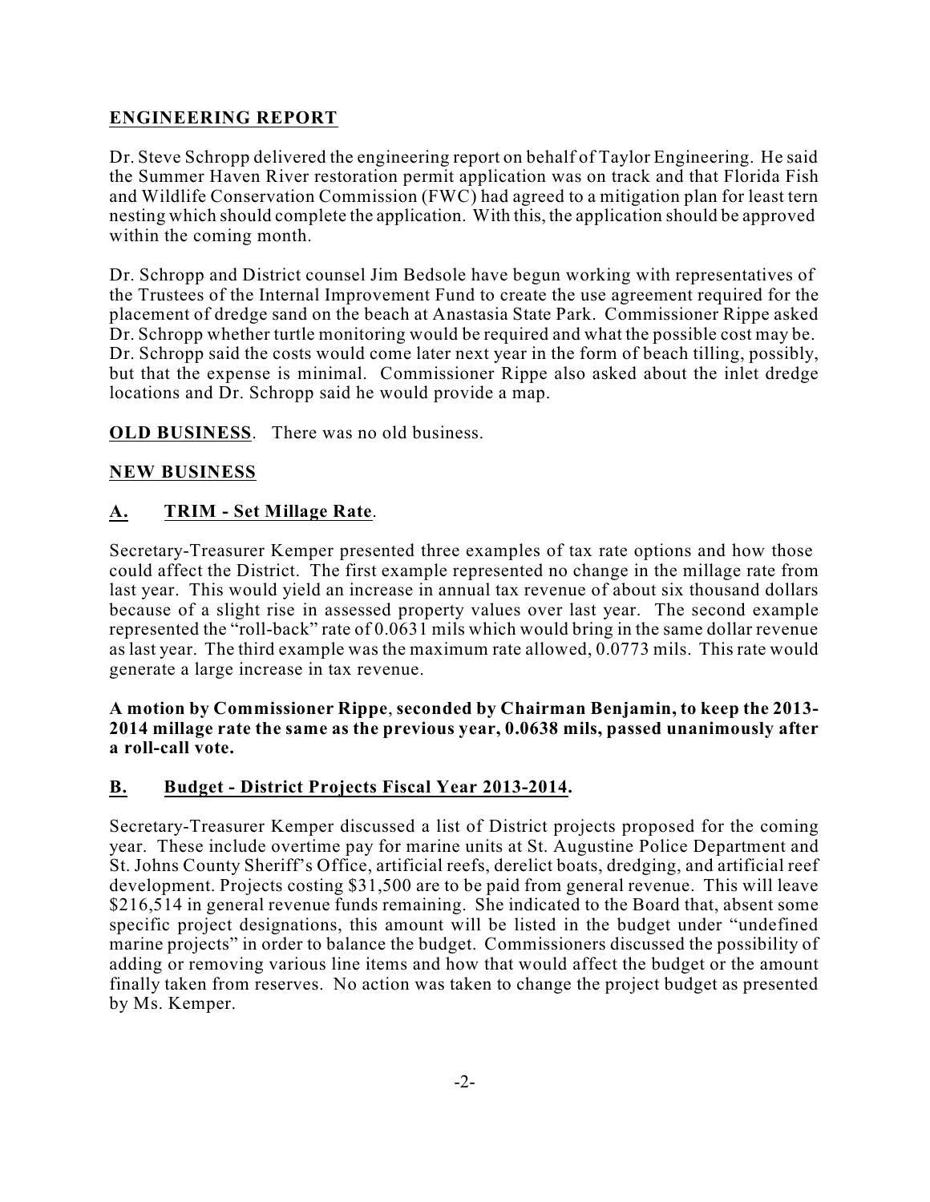## ENGINEERING REPORT

Dr. Steve Schropp delivered the engineering report on behalf of Taylor Engineering. He said the Summer Haven River restoration permit application was on track and that Florida Fish and Wildlife Conservation Commission (FWC) had agreed to a mitigation plan for least tern nesting which should complete the application. With this, the application should be approved within the coming month.

Dr. Schropp and District counsel Jim Bedsole have begun working with representatives of the Trustees of the Internal Improvement Fund to create the use agreement required for the placement of dredge sand on the beach at Anastasia State Park. Commissioner Rippe asked Dr. Schropp whether turtle monitoring would be required and what the possible cost may be. Dr. Schropp said the costs would come later next year in the form of beach tilling, possibly, but that the expense is minimal. Commissioner Rippe also asked about the inlet dredge locations and Dr. Schropp said he would provide a map.

**OLD BUSINESS**. There was no old business.

## NEW BUSINESS

### A. TRIM - Set Millage Rate.

Secretary-Treasurer Kemper presented three examples of tax rate options and how those could affect the District. The first example represented no change in the millage rate from last year. This would yield an increase in annual tax revenue of about six thousand dollars because of a slight rise in assessed property values over last year. The second example represented the "roll-back" rate of 0.0631 mils which would bring in the same dollar revenue as last year. The third example was the maximum rate allowed, 0.0773 mils. This rate would generate a large increase in tax revenue.

**A motion by Commissioner Rippe, seconded by Chairman Benjamin, to keep the 2013-2014 millage rate the same as the previous year, 0.0638 mils, passed unanimously after a roll-call vote.**

### B. Budget - District Projects Fiscal Year 2013-2014.

Secretary-Treasurer Kemper discussed a list of District projects proposed for the coming year. These include overtime pay for marine units at St. Augustine Police Department and St. Johns County Sheriff's Office, artificial reefs, derelict boats, dredging, and artificial reef development. Projects costing $31,500 are to be paid from general revenue. This will leave $216,514 in general revenue funds remaining. She indicated to the Board that, absent some specific project designations, this amount will be listed in the budget under "undefined marine projects" in order to balance the budget. Commissioners discussed the possibility of adding or removing various line items and how that would affect the budget or the amount finally taken from reserves. No action was taken to change the project budget as presented by Ms. Kemper.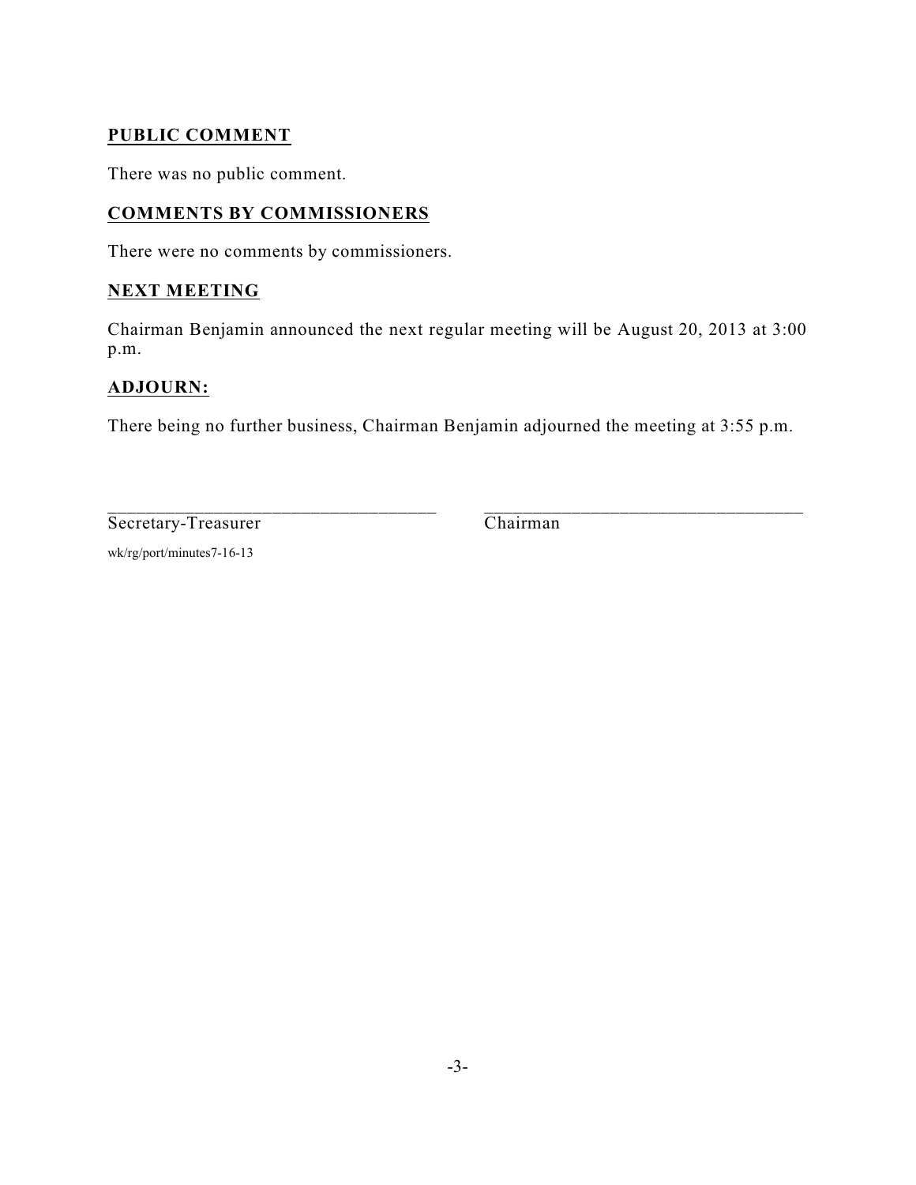## PUBLIC COMMENT

There was no public comment.

## COMMENTS BY COMMISSIONERS

There were no comments by commissioners.

## NEXT MEETING

Chairman Benjamin announced the next regular meeting will be August 20, 2013 at 3:00 p.m.

## ADJOURN:

There being no further business, Chairman Benjamin adjourned the meeting at 3:55 p.m.

\_\_\_\_\_\_\_\_\_\_\_\_\_\_\_\_\_\_\_\_\_\_\_\_\_\_\_\_\_\_\_\_\_\_\_\_ Secretary-Treasurer

\_\_\_\_\_\_\_\_\_\_\_\_\_\_\_\_\_\_\_\_\_\_\_\_\_\_\_\_\_\_\_\_\_\_\_\_ Chairman

wk/rg/port/minutes7-16-13